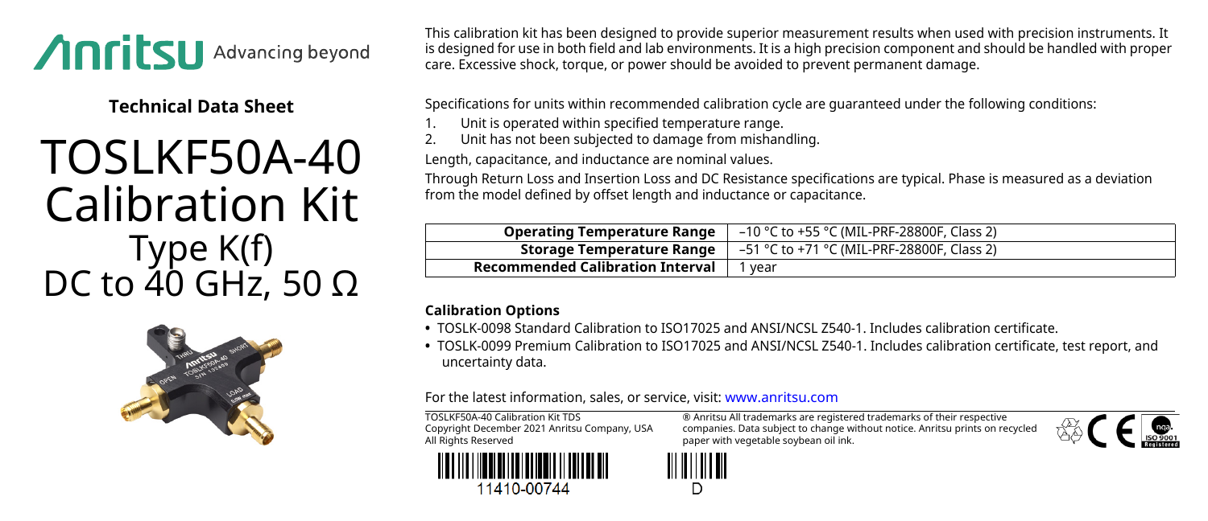Anritsu Advancing beyond

**Technical Data Sheet**

# TOSLKF50A-40 Calibration Kit

## Type K(f)
## DC to 40 GHz, 50 Ω

This calibration kit has been designed to provide superior measurement results when used with precision instruments. It is designed for use in both field and lab environments. It is a high precision component and should be handled with proper care. Excessive shock, torque, or power should be avoided to prevent permanent damage.

Specifications for units within recommended calibration cycle are guaranteed under the following conditions:

1. Unit is operated within specified temperature range.
2. Unit has not been subjected to damage from mishandling.

Length, capacitance, and inductance are nominal values.

Through Return Loss and Insertion Loss and DC Resistance specifications are typical. Phase is measured as a deviation from the model defined by offset length and inductance or capacitance.

| | |
|---|---|
| **Operating Temperature Range** | –10 °C to +55 °C (MIL-PRF-28800F, Class 2) |
| **Storage Temperature Range** | –51 °C to +71 °C (MIL-PRF-28800F, Class 2) |
| **Recommended Calibration Interval** | 1 year |

### Calibration Options

- TOSLK-0098 Standard Calibration to ISO17025 and ANSI/NCSL Z540-1. Includes calibration certificate.
- TOSLK-0099 Premium Calibration to ISO17025 and ANSI/NCSL Z540-1. Includes calibration certificate, test report, and uncertainty data.

For the latest information, sales, or service, visit: www.anritsu.com

TOSLKF50A-40 Calibration Kit TDS
Copyright December 2021 Anritsu Company, USA
All Rights Reserved

® Anritsu All trademarks are registered trademarks of their respective companies. Data subject to change without notice. Anritsu prints on recycled paper with vegetable soybean oil ink.

11410-00744

D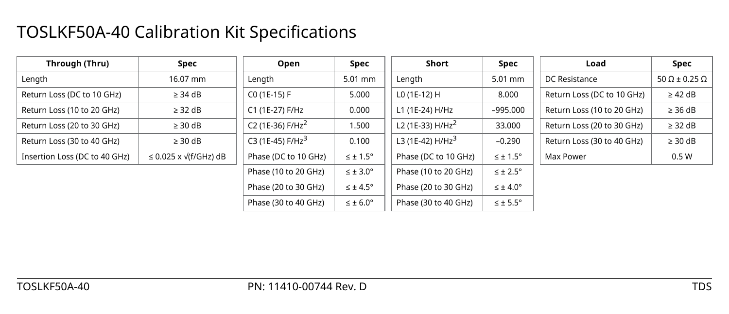# TOSLKF50A-40 Calibration Kit Specifications

| Through (Thru) | Spec |
|---|---|
| Length | 16.07 mm |
| Return Loss (DC to 10 GHz) | ≥ 34 dB |
| Return Loss (10 to 20 GHz) | ≥ 32 dB |
| Return Loss (20 to 30 GHz) | ≥ 30 dB |
| Return Loss (30 to 40 GHz) | ≥ 30 dB |
| Insertion Loss (DC to 40 GHz) | ≤ 0.025 x √(f/GHz) dB |

| Open | Spec |
|---|---|
| Length | 5.01 mm |
| C0 (1E-15) F | 5.000 |
| C1 (1E-27) F/Hz | 0.000 |
| C2 (1E-36) F/Hz$^2$ | 1.500 |
| C3 (1E-45) F/Hz$^3$ | 0.100 |
| Phase (DC to 10 GHz) | ≤ ± 1.5° |
| Phase (10 to 20 GHz) | ≤ ± 3.0° |
| Phase (20 to 30 GHz) | ≤ ± 4.5° |
| Phase (30 to 40 GHz) | ≤ ± 6.0° |

| Short | Spec |
|---|---|
| Length | 5.01 mm |
| L0 (1E-12) H | 8.000 |
| L1 (1E-24) H/Hz | –995.000 |
| L2 (1E-33) H/Hz$^2$ | 33.000 |
| L3 (1E-42) H/Hz$^3$ | –0.290 |
| Phase (DC to 10 GHz) | ≤ ± 1.5° |
| Phase (10 to 20 GHz) | ≤ ± 2.5° |
| Phase (20 to 30 GHz) | ≤ ± 4.0° |
| Phase (30 to 40 GHz) | ≤ ± 5.5° |

| Load | Spec |
|---|---|
| DC Resistance | 50 Ω ± 0.25 Ω |
| Return Loss (DC to 10 GHz) | ≥ 42 dB |
| Return Loss (10 to 20 GHz) | ≥ 36 dB |
| Return Loss (20 to 30 GHz) | ≥ 32 dB |
| Return Loss (30 to 40 GHz) | ≥ 30 dB |
| Max Power | 0.5 W |